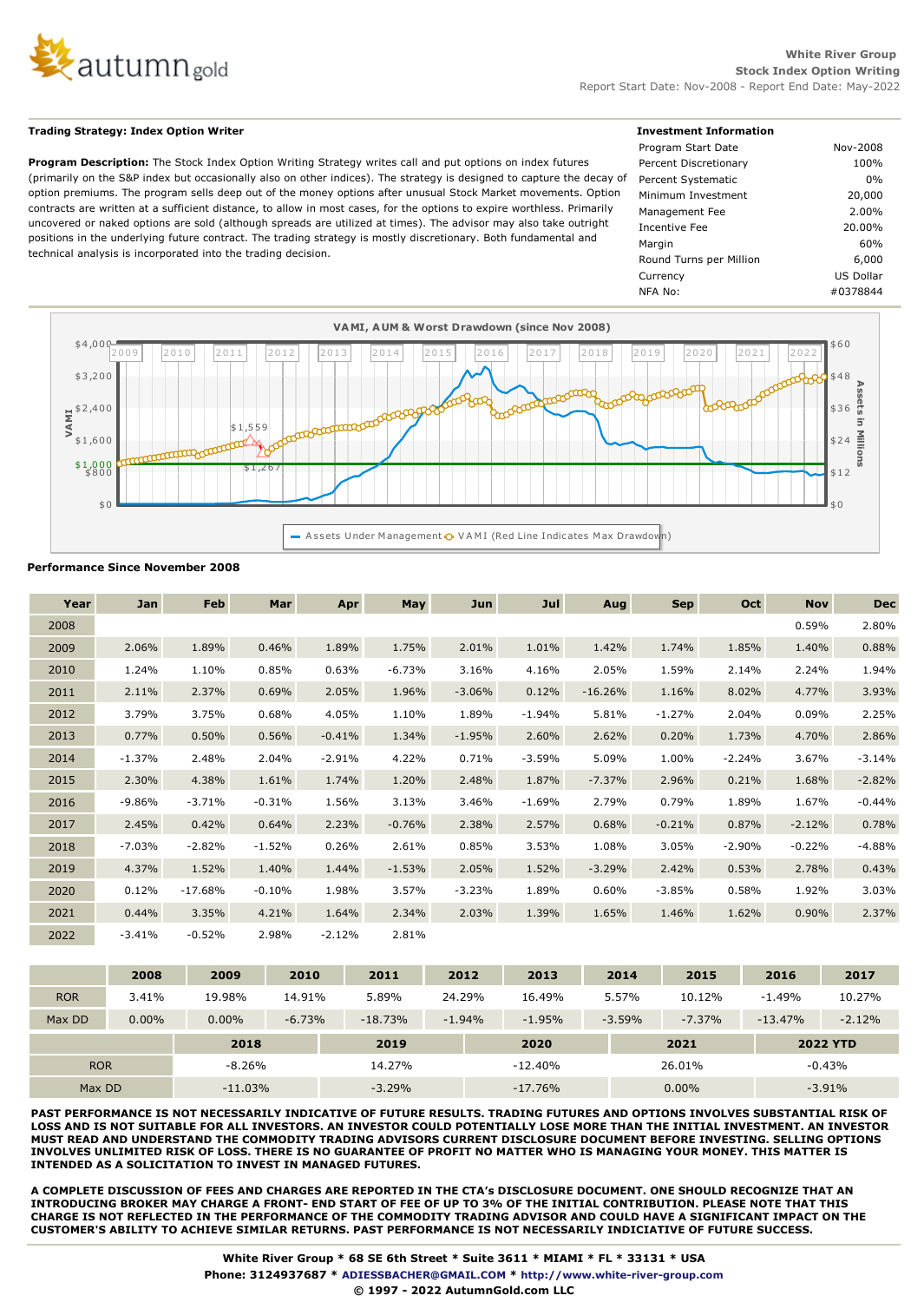White River Group
Stock Index Option Writing
Report Start Date: Nov-2008 - Report End Date: May-2022

**Trading Strategy: Index Option Writer**

**Program Description:** The Stock Index Option Writing Strategy writes call and put options on index futures (primarily on the S&P index but occasionally also on other indices). The strategy is designed to capture the decay of option premiums. The program sells deep out of the money options after unusual Stock Market movements. Option contracts are written at a sufficient distance, to allow in most cases, for the options to expire worthless. Primarily uncovered or naked options are sold (although spreads are utilized at times). The advisor may also take outright positions in the underlying future contract. The trading strategy is mostly discretionary. Both fundamental and technical analysis is incorporated into the trading decision.

**Investment Information**

| | |
|---|---|
| Program Start Date | Nov-2008 |
| Percent Discretionary | 100% |
| Percent Systematic | 0% |
| Minimum Investment | 20,000 |
| Management Fee | 2.00% |
| Incentive Fee | 20.00% |
| Margin | 60% |
| Round Turns per Million | 6,000 |
| Currency | US Dollar |
| NFA No: | #0378844 |

VAMI, AUM & Worst Drawdown (since Nov 2008)

Assets Under Management   VAMI (Red Line Indicates Max Drawdown)

**Performance Since November 2008**

| Year | Jan | Feb | Mar | Apr | May | Jun | Jul | Aug | Sep | Oct | Nov | Dec |
|---|---|---|---|---|---|---|---|---|---|---|---|---|
| 2008 | | | | | | | | | | | 0.59% | 2.80% |
| 2009 | 2.06% | 1.89% | 0.46% | 1.89% | 1.75% | 2.01% | 1.01% | 1.42% | 1.74% | 1.85% | 1.40% | 0.88% |
| 2010 | 1.24% | 1.10% | 0.85% | 0.63% | -6.73% | 3.16% | 4.16% | 2.05% | 1.59% | 2.14% | 2.24% | 1.94% |
| 2011 | 2.11% | 2.37% | 0.69% | 2.05% | 1.96% | -3.06% | 0.12% | -16.26% | 1.16% | 8.02% | 4.77% | 3.93% |
| 2012 | 3.79% | 3.75% | 0.68% | 4.05% | 1.10% | 1.89% | -1.94% | 5.81% | -1.27% | 2.04% | 0.09% | 2.25% |
| 2013 | 0.77% | 0.50% | 0.56% | -0.41% | 1.34% | -1.95% | 2.60% | 2.62% | 0.20% | 1.73% | 4.70% | 2.86% |
| 2014 | -1.37% | 2.48% | 2.04% | -2.91% | 4.22% | 0.71% | -3.59% | 5.09% | 1.00% | -2.24% | 3.67% | -3.14% |
| 2015 | 2.30% | 4.38% | 1.61% | 1.74% | 1.20% | 2.48% | 1.87% | -7.37% | 2.96% | 0.21% | 1.68% | -2.82% |
| 2016 | -9.86% | -3.71% | -0.31% | 1.56% | 3.13% | 3.46% | -1.69% | 2.79% | 0.79% | 1.89% | 1.67% | -0.44% |
| 2017 | 2.45% | 0.42% | 0.64% | 2.23% | -0.76% | 2.38% | 2.57% | 0.68% | -0.21% | 0.87% | -2.12% | 0.78% |
| 2018 | -7.03% | -2.82% | -1.52% | 0.26% | 2.61% | 0.85% | 3.53% | 1.08% | 3.05% | -2.90% | -0.22% | -4.88% |
| 2019 | 4.37% | 1.52% | 1.40% | 1.44% | -1.53% | 2.05% | 1.52% | -3.29% | 2.42% | 0.53% | 2.78% | 0.43% |
| 2020 | 0.12% | -17.68% | -0.10% | 1.98% | 3.57% | -3.23% | 1.89% | 0.60% | -3.85% | 0.58% | 1.92% | 3.03% |
| 2021 | 0.44% | 3.35% | 4.21% | 1.64% | 2.34% | 2.03% | 1.39% | 1.65% | 1.46% | 1.62% | 0.90% | 2.37% |
| 2022 | -3.41% | -0.52% | 2.98% | -2.12% | 2.81% | | | | | | | |

| | 2008 | 2009 | 2010 | 2011 | 2012 | 2013 | 2014 | 2015 | 2016 | 2017 |
|---|---|---|---|---|---|---|---|---|---|---|
| ROR | 3.41% | 19.98% | 14.91% | 5.89% | 24.29% | 16.49% | 5.57% | 10.12% | -1.49% | 10.27% |
| Max DD | 0.00% | 0.00% | -6.73% | -18.73% | -1.94% | -1.95% | -3.59% | -7.37% | -13.47% | -2.12% |

| | 2018 | 2019 | 2020 | 2021 | 2022 YTD |
|---|---|---|---|---|---|
| ROR | -8.26% | 14.27% | -12.40% | 26.01% | -0.43% |
| Max DD | -11.03% | -3.29% | -17.76% | 0.00% | -3.91% |

**PAST PERFORMANCE IS NOT NECESSARILY INDICATIVE OF FUTURE RESULTS. TRADING FUTURES AND OPTIONS INVOLVES SUBSTANTIAL RISK OF LOSS AND IS NOT SUITABLE FOR ALL INVESTORS. AN INVESTOR COULD POTENTIALLY LOSE MORE THAN THE INITIAL INVESTMENT. AN INVESTOR MUST READ AND UNDERSTAND THE COMMODITY TRADING ADVISORS CURRENT DISCLOSURE DOCUMENT BEFORE INVESTING. SELLING OPTIONS INVOLVES UNLIMITED RISK OF LOSS. THERE IS NO GUARANTEE OF PROFIT NO MATTER WHO IS MANAGING YOUR MONEY. THIS MATTER IS INTENDED AS A SOLICITATION TO INVEST IN MANAGED FUTURES.**

**A COMPLETE DISCUSSION OF FEES AND CHARGES ARE REPORTED IN THE CTA's DISCLOSURE DOCUMENT. ONE SHOULD RECOGNIZE THAT AN INTRODUCING BROKER MAY CHARGE A FRONT- END START OF FEE OF UP TO 3% OF THE INITIAL CONTRIBUTION. PLEASE NOTE THAT THIS CHARGE IS NOT REFLECTED IN THE PERFORMANCE OF THE COMMODITY TRADING ADVISOR AND COULD HAVE A SIGNIFICANT IMPACT ON THE CUSTOMER'S ABILITY TO ACHIEVE SIMILAR RETURNS. PAST PERFORMANCE IS NOT NECESSARILY INDICIATIVE OF FUTURE SUCCESS.**

**White River Group * 68 SE 6th Street * Suite 3611 * MIAMI * FL * 33131 * USA**
**Phone: 3124937687 * ADIESSBACHER@GMAIL.COM * http://www.white-river-group.com**
**© 1997 - 2022 AutumnGold.com LLC**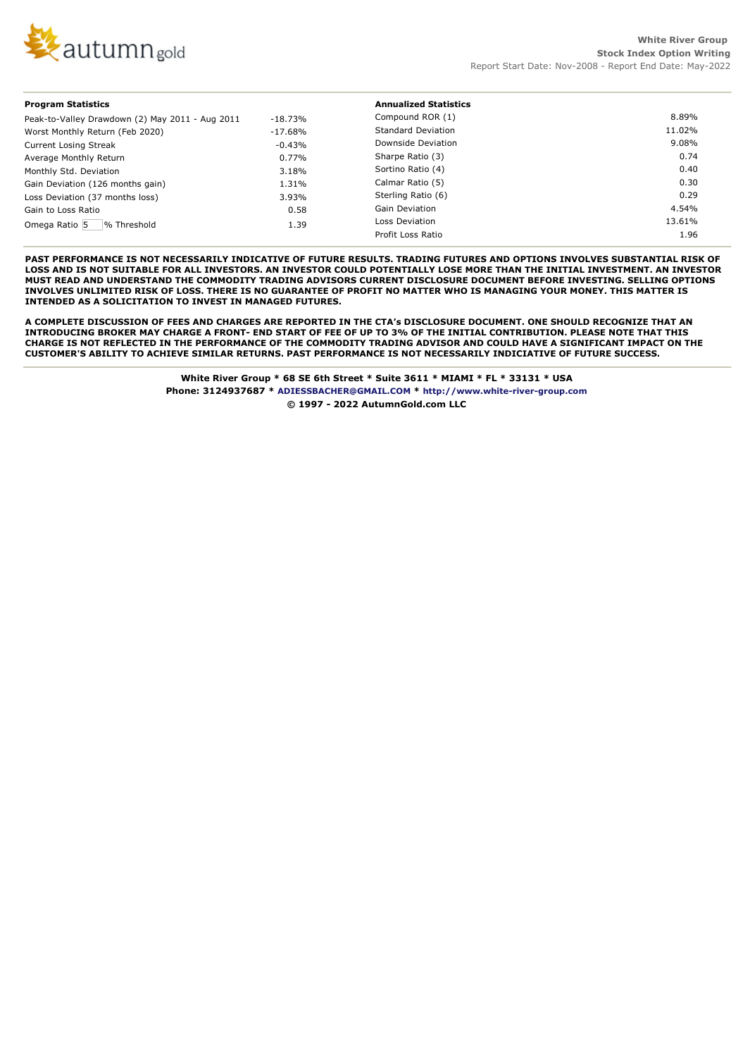| Program Statistics | |
|---|---|
| Peak-to-Valley Drawdown (2) May 2011 - Aug 2011 | -18.73% |
| Worst Monthly Return (Feb 2020) | -17.68% |
| Current Losing Streak | -0.43% |
| Average Monthly Return | 0.77% |
| Monthly Std. Deviation | 3.18% |
| Gain Deviation (126 months gain) | 1.31% |
| Loss Deviation (37 months loss) | 3.93% |
| Gain to Loss Ratio | 0.58 |
| Omega Ratio 5 % Threshold | 1.39 |

| Annualized Statistics | |
|---|---|
| Compound ROR (1) | 8.89% |
| Standard Deviation | 11.02% |
| Downside Deviation | 9.08% |
| Sharpe Ratio (3) | 0.74 |
| Sortino Ratio (4) | 0.40 |
| Calmar Ratio (5) | 0.30 |
| Sterling Ratio (6) | 0.29 |
| Gain Deviation | 4.54% |
| Loss Deviation | 13.61% |
| Profit Loss Ratio | 1.96 |

**PAST PERFORMANCE IS NOT NECESSARILY INDICATIVE OF FUTURE RESULTS. TRADING FUTURES AND OPTIONS INVOLVES SUBSTANTIAL RISK OF LOSS AND IS NOT SUITABLE FOR ALL INVESTORS. AN INVESTOR COULD POTENTIALLY LOSE MORE THAN THE INITIAL INVESTMENT. AN INVESTOR MUST READ AND UNDERSTAND THE COMMODITY TRADING ADVISORS CURRENT DISCLOSURE DOCUMENT BEFORE INVESTING. SELLING OPTIONS INVOLVES UNLIMITED RISK OF LOSS. THERE IS NO GUARANTEE OF PROFIT NO MATTER WHO IS MANAGING YOUR MONEY. THIS MATTER IS INTENDED AS A SOLICITATION TO INVEST IN MANAGED FUTURES.**

**A COMPLETE DISCUSSION OF FEES AND CHARGES ARE REPORTED IN THE CTA's DISCLOSURE DOCUMENT. ONE SHOULD RECOGNIZE THAT AN INTRODUCING BROKER MAY CHARGE A FRONT- END START OF FEE OF UP TO 3% OF THE INITIAL CONTRIBUTION. PLEASE NOTE THAT THIS CHARGE IS NOT REFLECTED IN THE PERFORMANCE OF THE COMMODITY TRADING ADVISOR AND COULD HAVE A SIGNIFICANT IMPACT ON THE CUSTOMER'S ABILITY TO ACHIEVE SIMILAR RETURNS. PAST PERFORMANCE IS NOT NECESSARILY INDICIATIVE OF FUTURE SUCCESS.**

**White River Group * 68 SE 6th Street * Suite 3611 * MIAMI * FL * 33131 * USA**
**Phone: 3124937687 * ADIESSBACHER@GMAIL.COM * http://www.white-river-group.com**
**© 1997 - 2022 AutumnGold.com LLC**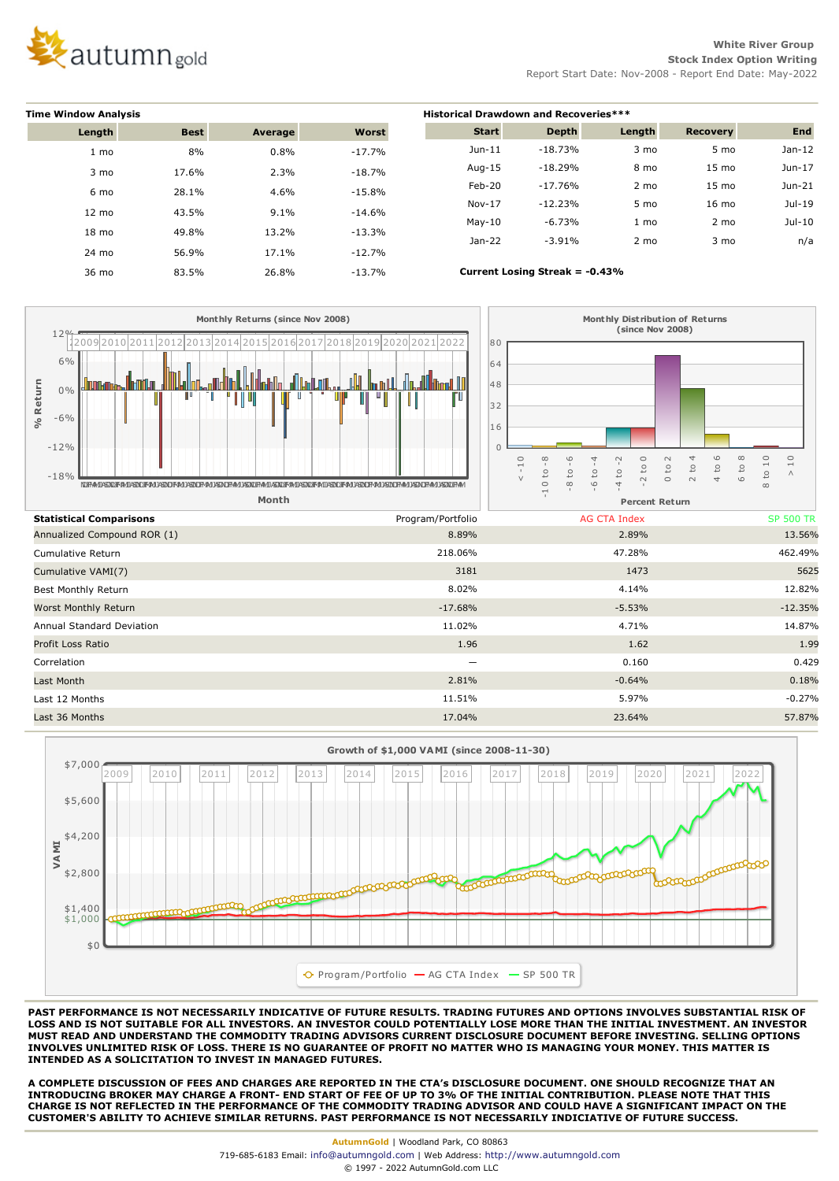White River Group
Stock Index Option Writing
Report Start Date: Nov-2008 - Report End Date: May-2022

**Time Window Analysis**

| Length | Best | Average | Worst |
|---|---|---|---|
| 1 mo | 8% | 0.8% | -17.7% |
| 3 mo | 17.6% | 2.3% | -18.7% |
| 6 mo | 28.1% | 4.6% | -15.8% |
| 12 mo | 43.5% | 9.1% | -14.6% |
| 18 mo | 49.8% | 13.2% | -13.3% |
| 24 mo | 56.9% | 17.1% | -12.7% |
| 36 mo | 83.5% | 26.8% | -13.7% |

**Historical Drawdown and Recoveries*****

| Start | Depth | Length | Recovery | End |
|---|---|---|---|---|
| Jun-11 | -18.73% | 3 mo | 5 mo | Jan-12 |
| Aug-15 | -18.29% | 8 mo | 15 mo | Jun-17 |
| Feb-20 | -17.76% | 2 mo | 15 mo | Jun-21 |
| Nov-17 | -12.23% | 5 mo | 16 mo | Jul-19 |
| May-10 | -6.73% | 1 mo | 2 mo | Jul-10 |
| Jan-22 | -3.91% | 2 mo | 3 mo | n/a |

**Current Losing Streak = -0.43%**

Monthly Returns (since Nov 2008)

Monthly Distribution of Returns (since Nov 2008)

**Statistical Comparisons**

| | Program/Portfolio | AG CTA Index | SP 500 TR |
|---|---|---|---|
| Annualized Compound ROR (1) | 8.89% | 2.89% | 13.56% |
| Cumulative Return | 218.06% | 47.28% | 462.49% |
| Cumulative VAMI(7) | 3181 | 1473 | 5625 |
| Best Monthly Return | 8.02% | 4.14% | 12.82% |
| Worst Monthly Return | -17.68% | -5.53% | -12.35% |
| Annual Standard Deviation | 11.02% | 4.71% | 14.87% |
| Profit Loss Ratio | 1.96 | 1.62 | 1.99 |
| Correlation | — | 0.160 | 0.429 |
| Last Month | 2.81% | -0.64% | 0.18% |
| Last 12 Months | 11.51% | 5.97% | -0.27% |
| Last 36 Months | 17.04% | 23.64% | 57.87% |

Growth of $1,000 VAMI (since 2008-11-30)

**PAST PERFORMANCE IS NOT NECESSARILY INDICATIVE OF FUTURE RESULTS. TRADING FUTURES AND OPTIONS INVOLVES SUBSTANTIAL RISK OF LOSS AND IS NOT SUITABLE FOR ALL INVESTORS. AN INVESTOR COULD POTENTIALLY LOSE MORE THAN THE INITIAL INVESTMENT. AN INVESTOR MUST READ AND UNDERSTAND THE COMMODITY TRADING ADVISORS CURRENT DISCLOSURE DOCUMENT BEFORE INVESTING. SELLING OPTIONS INVOLVES UNLIMITED RISK OF LOSS. THERE IS NO GUARANTEE OF PROFIT NO MATTER WHO IS MANAGING YOUR MONEY. THIS MATTER IS INTENDED AS A SOLICITATION TO INVEST IN MANAGED FUTURES.**

**A COMPLETE DISCUSSION OF FEES AND CHARGES ARE REPORTED IN THE CTA's DISCLOSURE DOCUMENT. ONE SHOULD RECOGNIZE THAT AN INTRODUCING BROKER MAY CHARGE A FRONT- END START OF FEE OF UP TO 3% OF THE INITIAL CONTRIBUTION. PLEASE NOTE THAT THIS CHARGE IS NOT REFLECTED IN THE PERFORMANCE OF THE COMMODITY TRADING ADVISOR AND COULD HAVE A SIGNIFICANT IMPACT ON THE CUSTOMER'S ABILITY TO ACHIEVE SIMILAR RETURNS. PAST PERFORMANCE IS NOT NECESSARILY INDICIATIVE OF FUTURE SUCCESS.**

AutumnGold | Woodland Park, CO 80863
719-685-6183 Email: info@autumngold.com | Web Address: http://www.autumngold.com
© 1997 - 2022 AutumnGold.com LLC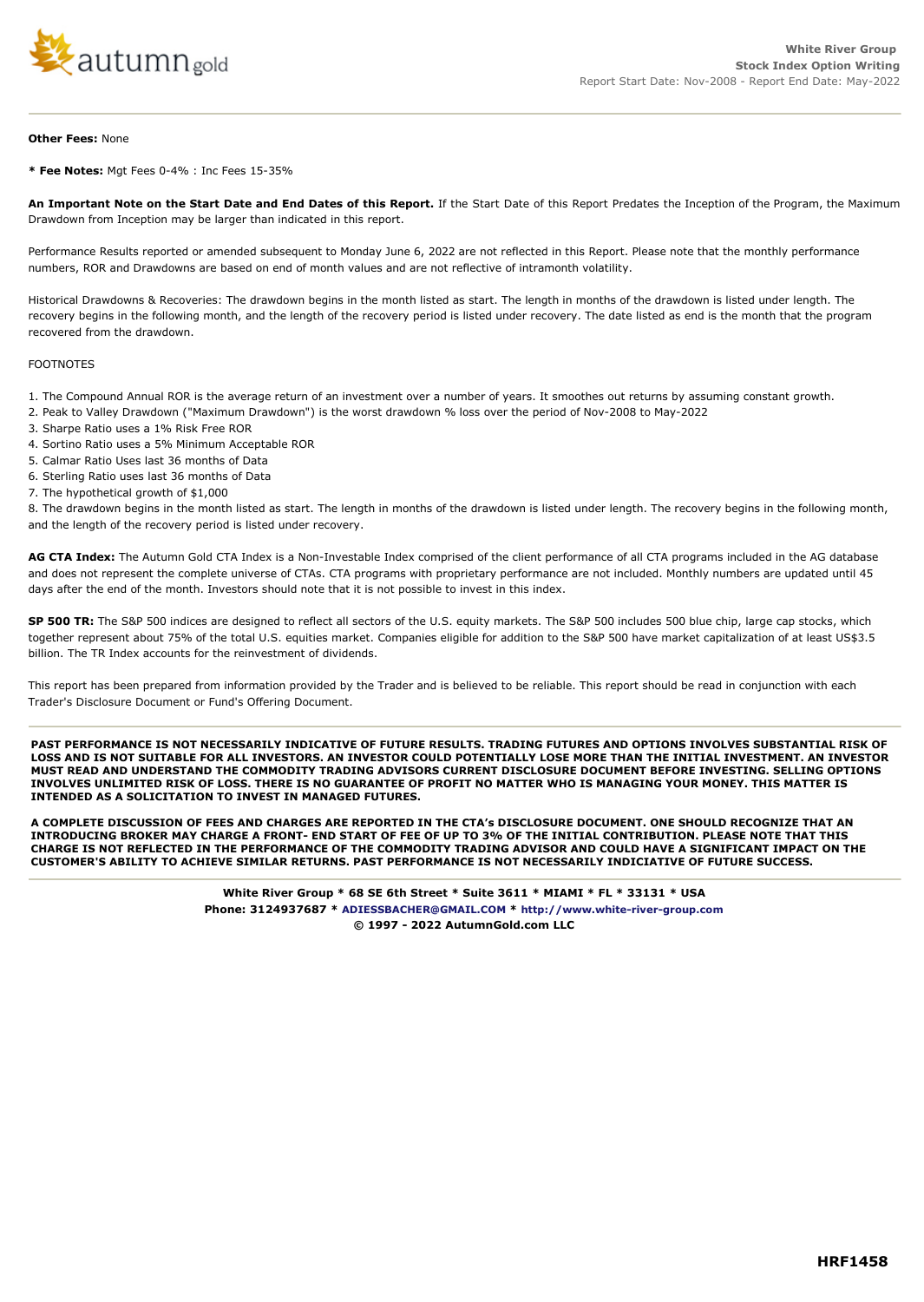**Other Fees:** None

**\* Fee Notes:** Mgt Fees 0-4% : Inc Fees 15-35%

**An Important Note on the Start Date and End Dates of this Report.** If the Start Date of this Report Predates the Inception of the Program, the Maximum Drawdown from Inception may be larger than indicated in this report.

Performance Results reported or amended subsequent to Monday June 6, 2022 are not reflected in this Report. Please note that the monthly performance numbers, ROR and Drawdowns are based on end of month values and are not reflective of intramonth volatility.

Historical Drawdowns & Recoveries: The drawdown begins in the month listed as start. The length in months of the drawdown is listed under length. The recovery begins in the following month, and the length of the recovery period is listed under recovery. The date listed as end is the month that the program recovered from the drawdown.

FOOTNOTES

1. The Compound Annual ROR is the average return of an investment over a number of years. It smoothes out returns by assuming constant growth.
2. Peak to Valley Drawdown ("Maximum Drawdown") is the worst drawdown % loss over the period of Nov-2008 to May-2022
3. Sharpe Ratio uses a 1% Risk Free ROR
4. Sortino Ratio uses a 5% Minimum Acceptable ROR
5. Calmar Ratio Uses last 36 months of Data
6. Sterling Ratio uses last 36 months of Data
7. The hypothetical growth of $1,000
8. The drawdown begins in the month listed as start. The length in months of the drawdown is listed under length. The recovery begins in the following month, and the length of the recovery period is listed under recovery.

**AG CTA Index:** The Autumn Gold CTA Index is a Non-Investable Index comprised of the client performance of all CTA programs included in the AG database and does not represent the complete universe of CTAs. CTA programs with proprietary performance are not included. Monthly numbers are updated until 45 days after the end of the month. Investors should note that it is not possible to invest in this index.

**SP 500 TR:** The S&P 500 indices are designed to reflect all sectors of the U.S. equity markets. The S&P 500 includes 500 blue chip, large cap stocks, which together represent about 75% of the total U.S. equities market. Companies eligible for addition to the S&P 500 have market capitalization of at least US$3.5 billion. The TR Index accounts for the reinvestment of dividends.

This report has been prepared from information provided by the Trader and is believed to be reliable. This report should be read in conjunction with each Trader's Disclosure Document or Fund's Offering Document.

**PAST PERFORMANCE IS NOT NECESSARILY INDICATIVE OF FUTURE RESULTS. TRADING FUTURES AND OPTIONS INVOLVES SUBSTANTIAL RISK OF LOSS AND IS NOT SUITABLE FOR ALL INVESTORS. AN INVESTOR COULD POTENTIALLY LOSE MORE THAN THE INITIAL INVESTMENT. AN INVESTOR MUST READ AND UNDERSTAND THE COMMODITY TRADING ADVISORS CURRENT DISCLOSURE DOCUMENT BEFORE INVESTING. SELLING OPTIONS INVOLVES UNLIMITED RISK OF LOSS. THERE IS NO GUARANTEE OF PROFIT NO MATTER WHO IS MANAGING YOUR MONEY. THIS MATTER IS INTENDED AS A SOLICITATION TO INVEST IN MANAGED FUTURES.**

**A COMPLETE DISCUSSION OF FEES AND CHARGES ARE REPORTED IN THE CTA's DISCLOSURE DOCUMENT. ONE SHOULD RECOGNIZE THAT AN INTRODUCING BROKER MAY CHARGE A FRONT- END START OF FEE OF UP TO 3% OF THE INITIAL CONTRIBUTION. PLEASE NOTE THAT THIS CHARGE IS NOT REFLECTED IN THE PERFORMANCE OF THE COMMODITY TRADING ADVISOR AND COULD HAVE A SIGNIFICANT IMPACT ON THE CUSTOMER'S ABILITY TO ACHIEVE SIMILAR RETURNS. PAST PERFORMANCE IS NOT NECESSARILY INDICIATIVE OF FUTURE SUCCESS.**

**White River Group * 68 SE 6th Street * Suite 3611 * MIAMI * FL * 33131 * USA**
**Phone: 3124937687 * ADIESSBACHER@GMAIL.COM * http://www.white-river-group.com**
**© 1997 - 2022 AutumnGold.com LLC**

**HRF1458**